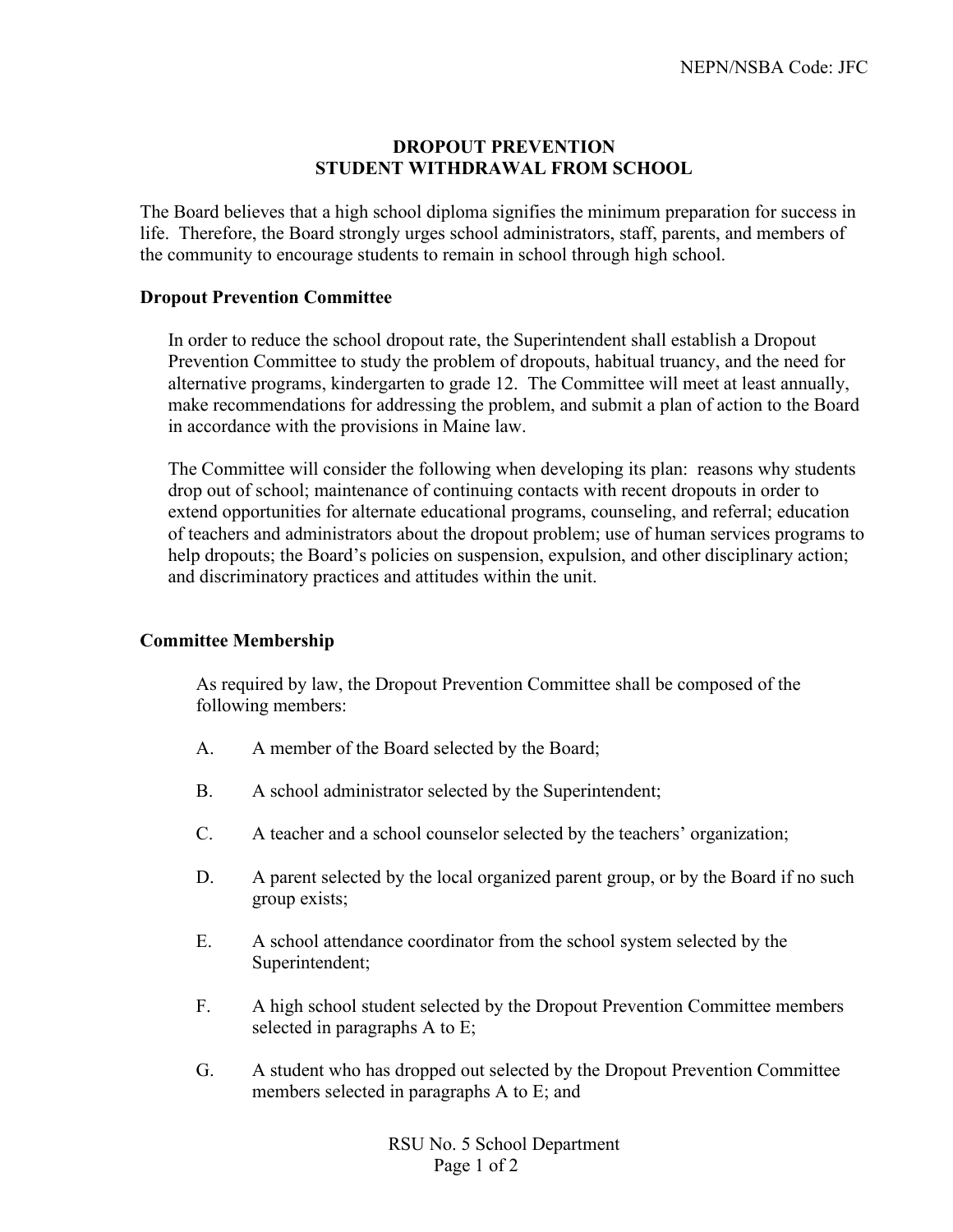NEPN/NSBA Code: JFC

# DROPOUT PREVENTION
# STUDENT WITHDRAWAL FROM SCHOOL

The Board believes that a high school diploma signifies the minimum preparation for success in life. Therefore, the Board strongly urges school administrators, staff, parents, and members of the community to encourage students to remain in school through high school.

## Dropout Prevention Committee

In order to reduce the school dropout rate, the Superintendent shall establish a Dropout Prevention Committee to study the problem of dropouts, habitual truancy, and the need for alternative programs, kindergarten to grade 12. The Committee will meet at least annually, make recommendations for addressing the problem, and submit a plan of action to the Board in accordance with the provisions in Maine law.

The Committee will consider the following when developing its plan: reasons why students drop out of school; maintenance of continuing contacts with recent dropouts in order to extend opportunities for alternate educational programs, counseling, and referral; education of teachers and administrators about the dropout problem; use of human services programs to help dropouts; the Board's policies on suspension, expulsion, and other disciplinary action; and discriminatory practices and attitudes within the unit.

## Committee Membership

As required by law, the Dropout Prevention Committee shall be composed of the following members:

A. A member of the Board selected by the Board;

B. A school administrator selected by the Superintendent;

C. A teacher and a school counselor selected by the teachers' organization;

D. A parent selected by the local organized parent group, or by the Board if no such group exists;

E. A school attendance coordinator from the school system selected by the Superintendent;

F. A high school student selected by the Dropout Prevention Committee members selected in paragraphs A to E;

G. A student who has dropped out selected by the Dropout Prevention Committee members selected in paragraphs A to E; and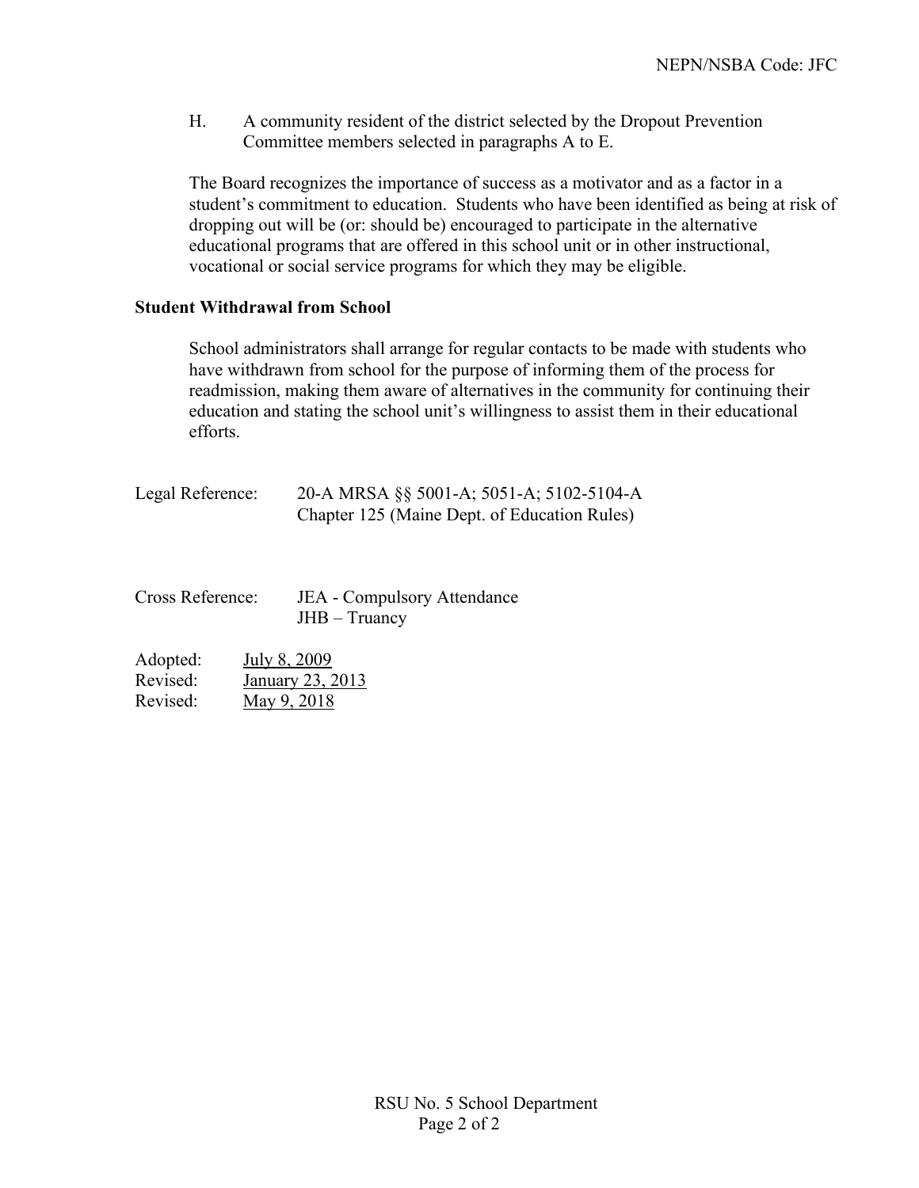H. A community resident of the district selected by the Dropout Prevention Committee members selected in paragraphs A to E.

The Board recognizes the importance of success as a motivator and as a factor in a student's commitment to education. Students who have been identified as being at risk of dropping out will be (or: should be) encouraged to participate in the alternative educational programs that are offered in this school unit or in other instructional, vocational or social service programs for which they may be eligible.

**Student Withdrawal from School**

School administrators shall arrange for regular contacts to be made with students who have withdrawn from school for the purpose of informing them of the process for readmission, making them aware of alternatives in the community for continuing their education and stating the school unit's willingness to assist them in their educational efforts.

Legal Reference: 20-A MRSA §§ 5001-A; 5051-A; 5102-5104-A
Chapter 125 (Maine Dept. of Education Rules)

Cross Reference: JEA - Compulsory Attendance
JHB – Truancy

Adopted: July 8, 2009
Revised: January 23, 2013
Revised: May 9, 2018